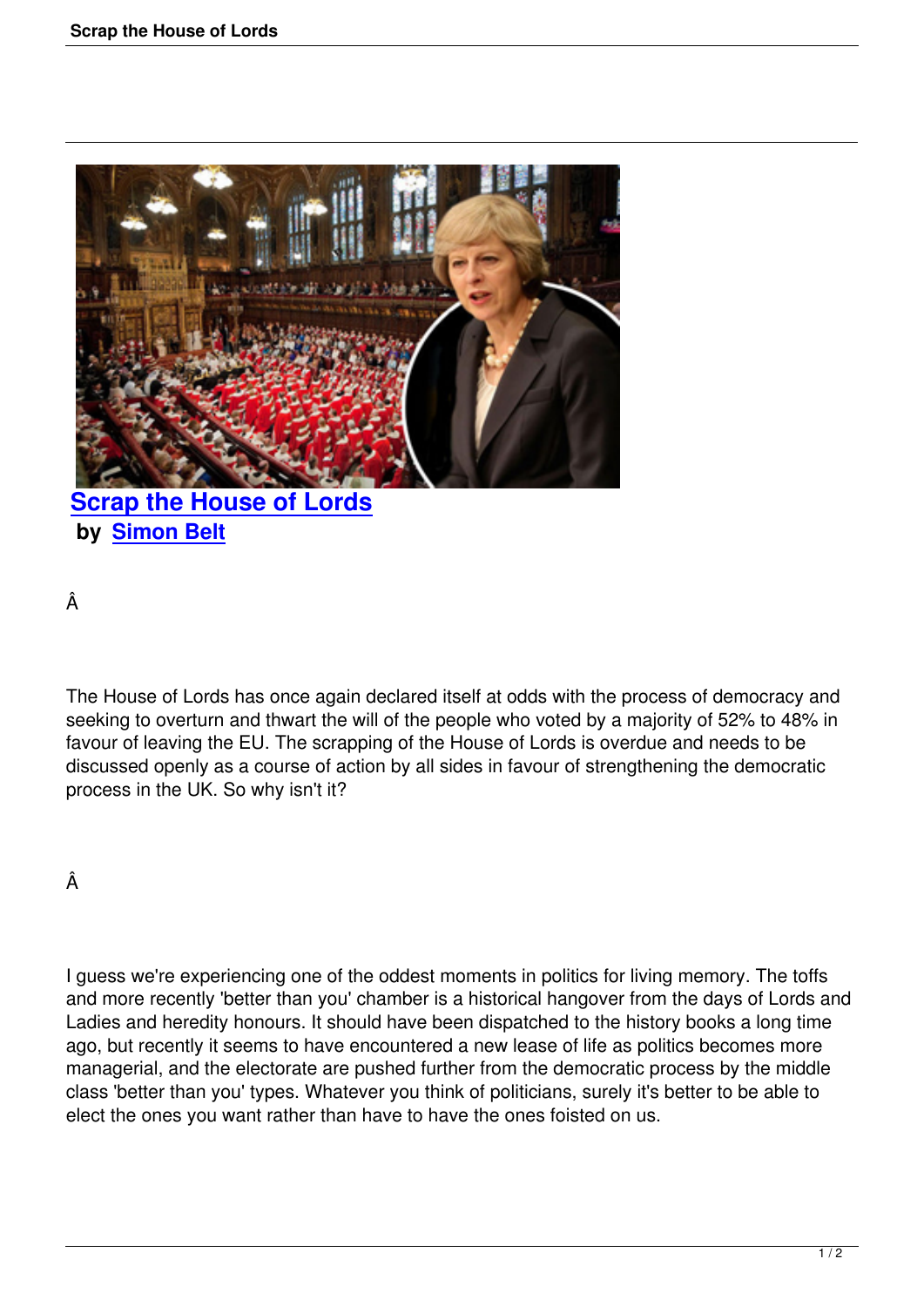# Scrap the House of Lords

**by Simon Belt**

The House of Lords has once again declared itself at odds with the process of democracy and seeking to overturn and thwart the will of the people who voted by a majority of 52% to 48% in favour of leaving the EU. The scrapping of the House of Lords is overdue and needs to be discussed openly as a course of action by all sides in favour of strengthening the democratic process in the UK. So why isn't it?

I guess we're experiencing one of the oddest moments in politics for living memory. The toffs and more recently 'better than you' chamber is a historical hangover from the days of Lords and Ladies and heredity honours. It should have been dispatched to the history books a long time ago, but recently it seems to have encountered a new lease of life as politics becomes more managerial, and the electorate are pushed further from the democratic process by the middle class 'better than you' types. Whatever you think of politicians, surely it's better to be able to elect the ones you want rather than have to have the ones foisted on us.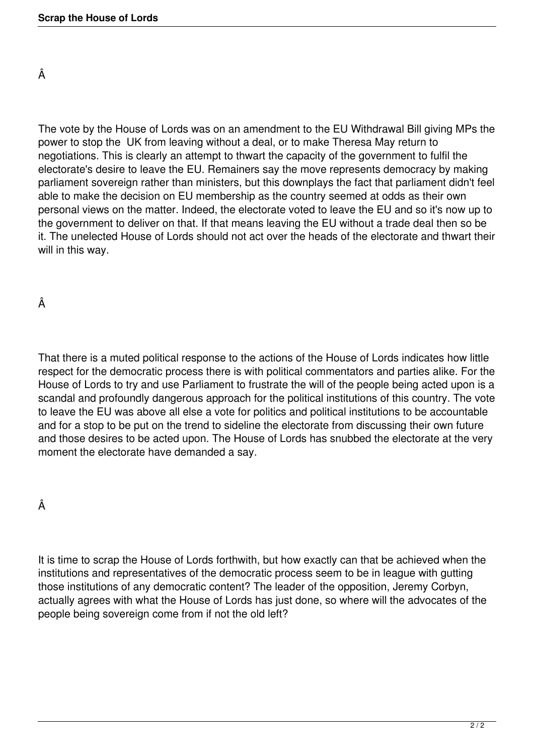The vote by the House of Lords was on an amendment to the EU Withdrawal Bill giving MPs the power to stop the UK from leaving without a deal, or to make Theresa May return to negotiations. This is clearly an attempt to thwart the capacity of the government to fulfil the electorate's desire to leave the EU. Remainers say the move represents democracy by making parliament sovereign rather than ministers, but this downplays the fact that parliament didn't feel able to make the decision on EU membership as the country seemed at odds as their own personal views on the matter. Indeed, the electorate voted to leave the EU and so it's now up to the government to deliver on that. If that means leaving the EU without a trade deal then so be it. The unelected House of Lords should not act over the heads of the electorate and thwart their will in this way.

That there is a muted political response to the actions of the House of Lords indicates how little respect for the democratic process there is with political commentators and parties alike. For the House of Lords to try and use Parliament to frustrate the will of the people being acted upon is a scandal and profoundly dangerous approach for the political institutions of this country. The vote to leave the EU was above all else a vote for politics and political institutions to be accountable and for a stop to be put on the trend to sideline the electorate from discussing their own future and those desires to be acted upon. The House of Lords has snubbed the electorate at the very moment the electorate have demanded a say.

It is time to scrap the House of Lords forthwith, but how exactly can that be achieved when the institutions and representatives of the democratic process seem to be in league with gutting those institutions of any democratic content? The leader of the opposition, Jeremy Corbyn, actually agrees with what the House of Lords has just done, so where will the advocates of the people being sovereign come from if not the old left?